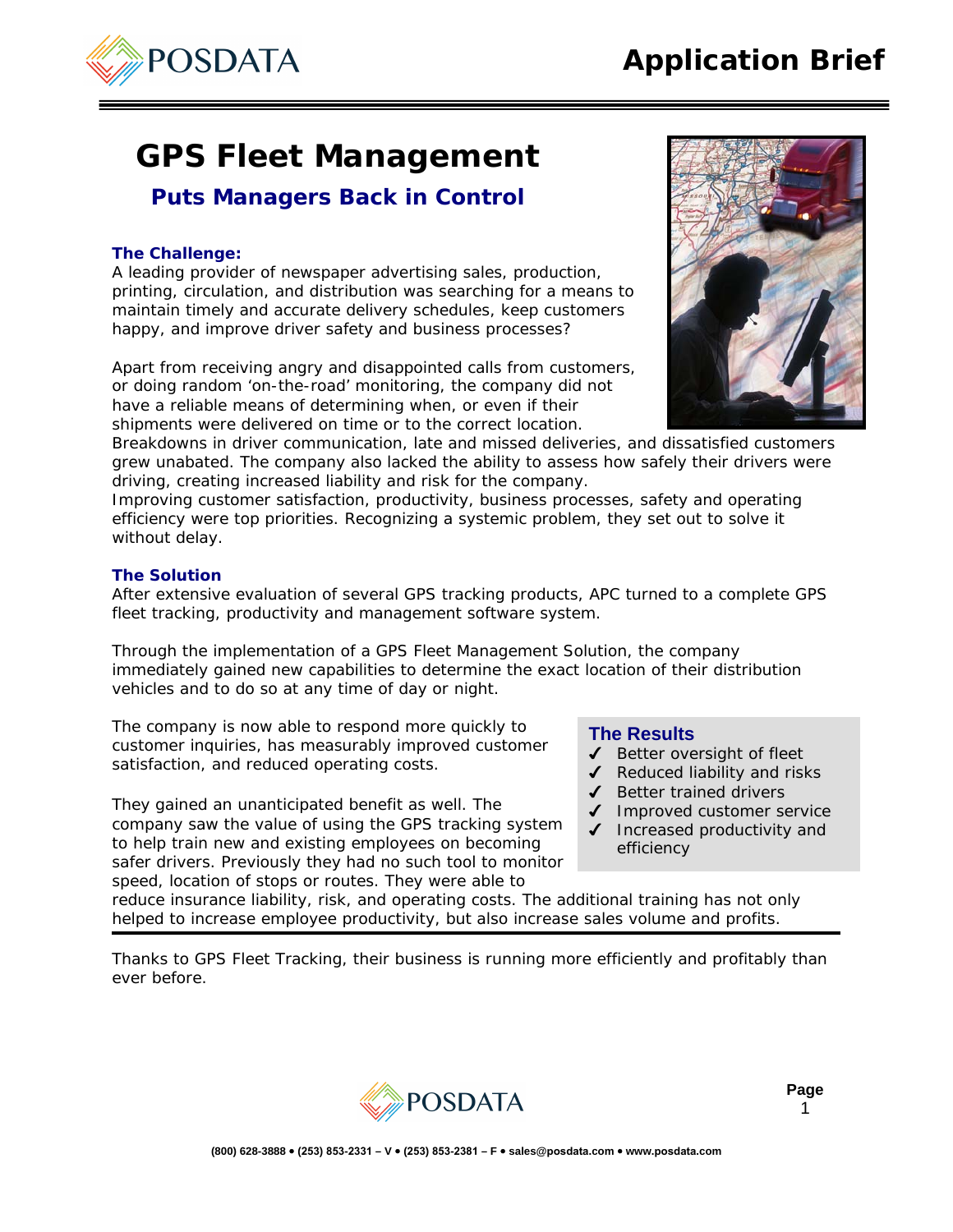# GPS Fleet Management

## Puts Managers Back in Control

### The Challenge:

A leading provider of newspaper advertising sales, production, printing, circulation, and distribution was searching for a means to maintain timely and accurate delivery schedules, keep customers happy, and improve driver safety and business processes?

Apart from receiving angry and disappointed calls from customers, or doing random 'on-the-road' monitoring, the company did not have a reliable means of determining when, or even if their shipments were delivered on time or to the correct location. Breakdowns in driver communication, late and missed deliveries, and dissatisfied customers grew unabated. The company also lacked the ability to assess how safely their drivers were driving, creating increased liability and risk for the company.
Improving customer satisfaction, productivity, business processes, safety and operating efficiency were top priorities. Recognizing a systemic problem, they set out to solve it without delay.

### The Solution

After extensive evaluation of several GPS tracking products, APC turned to a complete GPS fleet tracking, productivity and management software system.

Through the implementation of a GPS Fleet Management Solution, the company immediately gained new capabilities to determine the exact location of their distribution vehicles and to do so at any time of day or night.

The company is now able to respond more quickly to customer inquiries, has measurably improved customer satisfaction, and reduced operating costs.

They gained an unanticipated benefit as well. The company saw the value of using the GPS tracking system to help train new and existing employees on becoming safer drivers. Previously they had no such tool to monitor speed, location of stops or routes. They were able to reduce insurance liability, risk, and operating costs. The additional training has not only helped to increase employee productivity, but also increase sales volume and profits.

### The Results

- ✓ Better oversight of fleet
- ✓ Reduced liability and risks
- ✓ Better trained drivers
- ✓ Improved customer service
- ✓ Increased productivity and efficiency

---

Thanks to GPS Fleet Tracking, their business is running more efficiently and profitably than ever before.

(800) 628-3888 • (253) 853-2331 – V • (253) 853-2381 – F • sales@posdata.com • www.posdata.com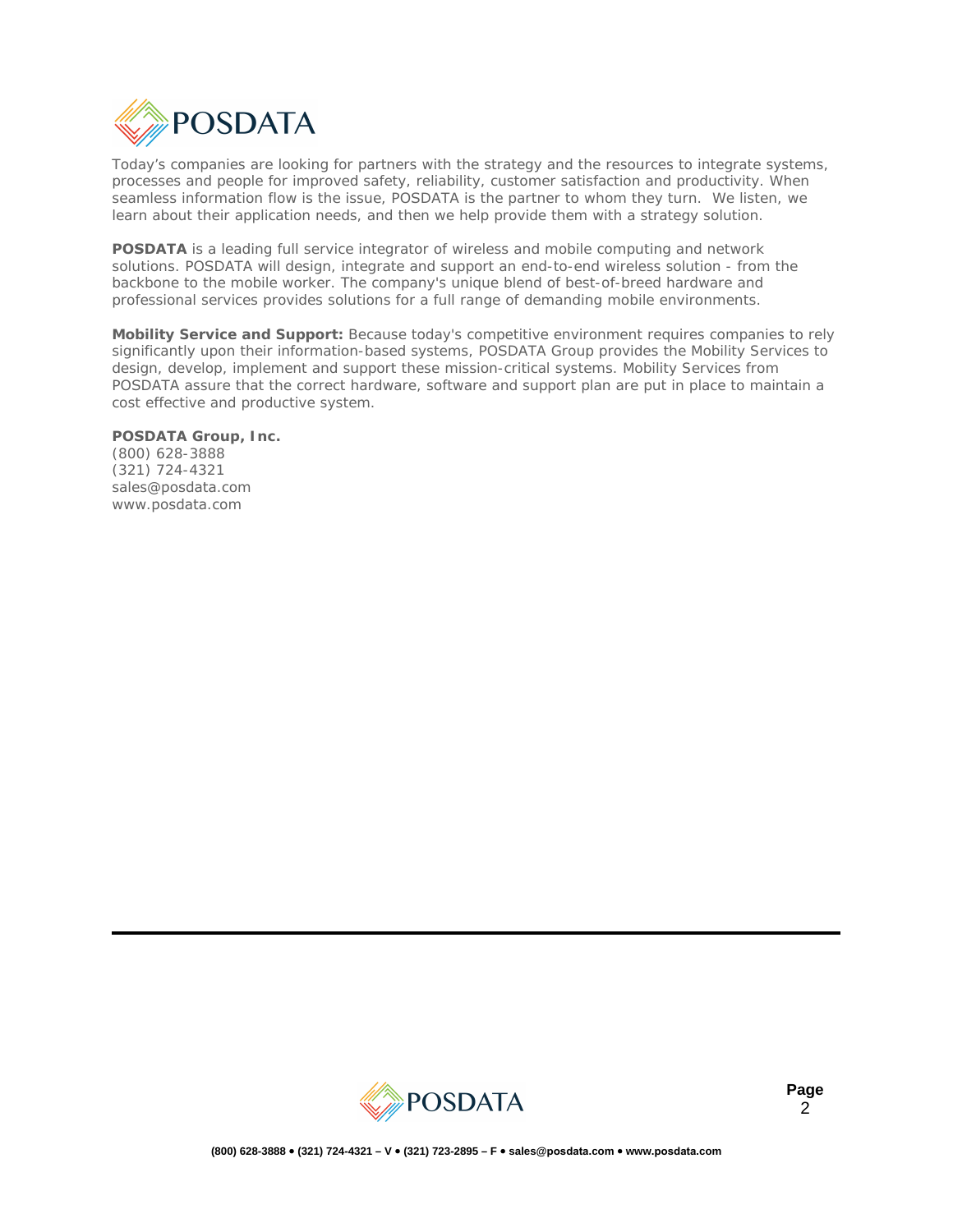Today's companies are looking for partners with the strategy and the resources to integrate systems, processes and people for improved safety, reliability, customer satisfaction and productivity. When seamless information flow is the issue, POSDATA is the partner to whom they turn.  We listen, we learn about their application needs, and then we help provide them with a strategy solution.

**POSDATA** is a leading full service integrator of wireless and mobile computing and network solutions. POSDATA will design, integrate and support an end-to-end wireless solution - from the backbone to the mobile worker. The company's unique blend of best-of-breed hardware and professional services provides solutions for a full range of demanding mobile environments.

**Mobility Service and Support:** Because today's competitive environment requires companies to rely significantly upon their information-based systems, POSDATA Group provides the Mobility Services to design, develop, implement and support these mission-critical systems. Mobility Services from POSDATA assure that the correct hardware, software and support plan are put in place to maintain a cost effective and productive system.

**POSDATA Group, Inc.**
(800) 628-3888
(321) 724-4321
sales@posdata.com
www.posdata.com